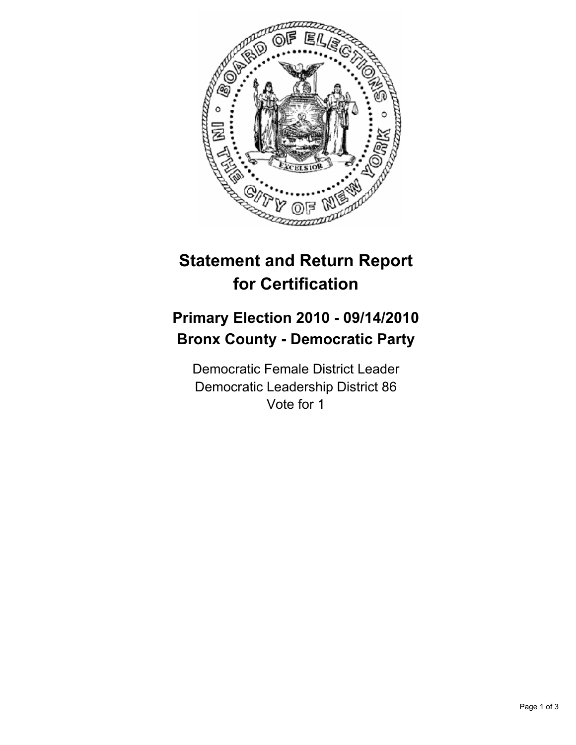# Statement and Return Report for Certification

## Primary Election 2010 - 09/14/2010
## Bronx County - Democratic Party

Democratic Female District Leader
Democratic Leadership District 86
Vote for 1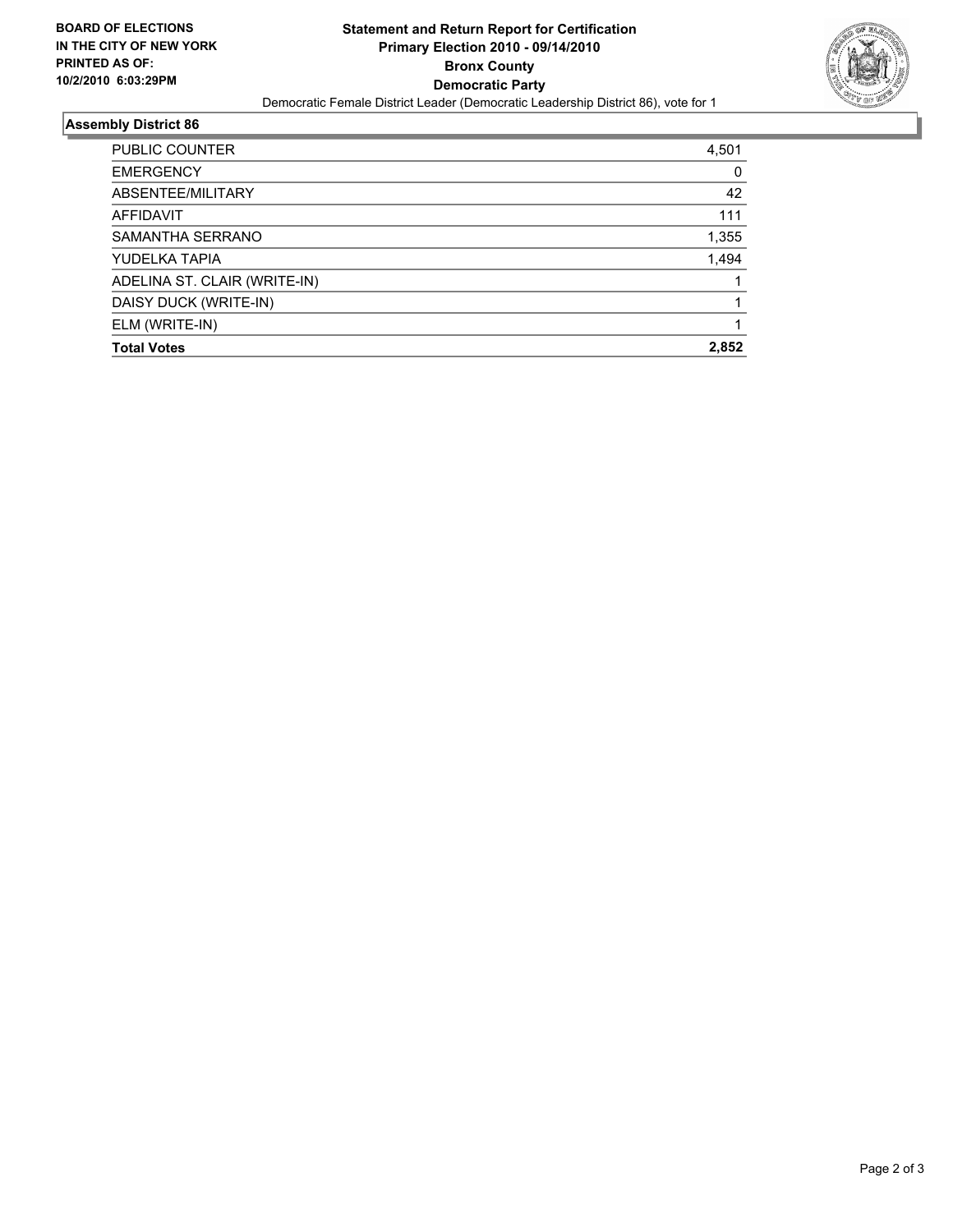**BOARD OF ELECTIONS IN THE CITY OF NEW YORK PRINTED AS OF: 10/2/2010 6:03:29PM**

# Statement and Return Report for Certification
## Primary Election 2010 - 09/14/2010
## Bronx County
## Democratic Party

Democratic Female District Leader (Democratic Leadership District 86), vote for 1

### Assembly District 86

| | |
|---|---|
| PUBLIC COUNTER | 4,501 |
| EMERGENCY | 0 |
| ABSENTEE/MILITARY | 42 |
| AFFIDAVIT | 111 |
| SAMANTHA SERRANO | 1,355 |
| YUDELKA TAPIA | 1,494 |
| ADELINA ST. CLAIR (WRITE-IN) | 1 |
| DAISY DUCK (WRITE-IN) | 1 |
| ELM (WRITE-IN) | 1 |
| **Total Votes** | **2,852** |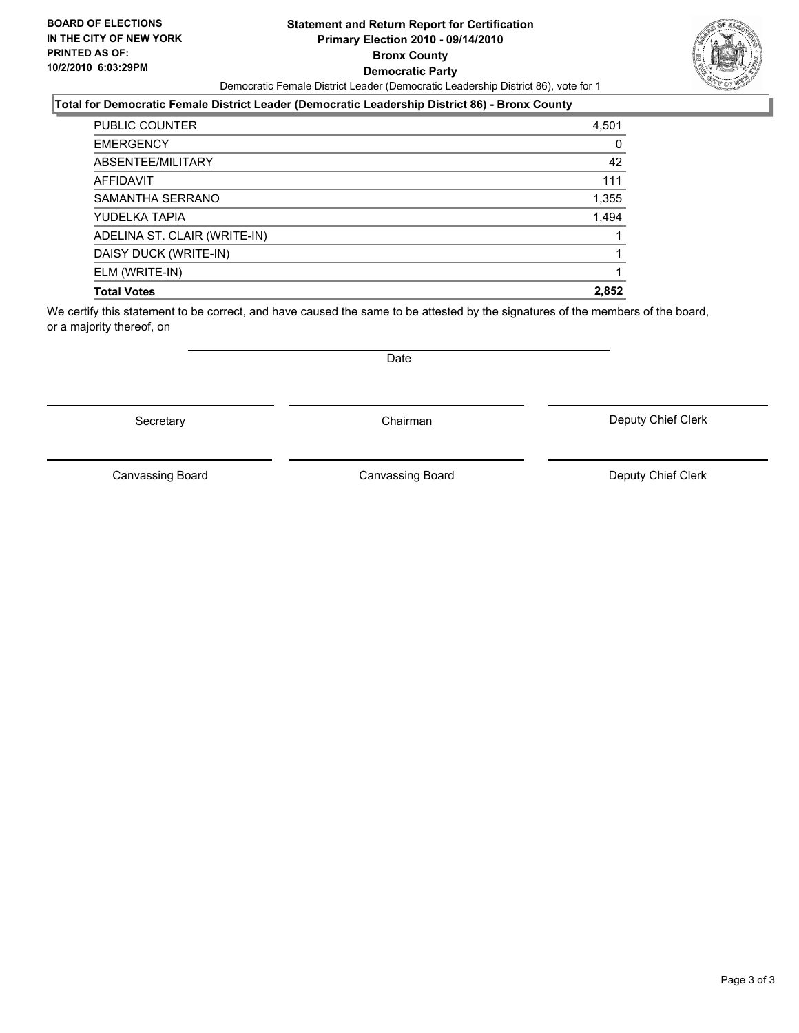**BOARD OF ELECTIONS IN THE CITY OF NEW YORK PRINTED AS OF: 10/2/2010 6:03:29PM**

# Statement and Return Report for Certification
## Primary Election 2010 - 09/14/2010
## Bronx County
## Democratic Party

Democratic Female District Leader (Democratic Leadership District 86), vote for 1

**Total for Democratic Female District Leader (Democratic Leadership District 86) - Bronx County**

| | |
|---|---|
| PUBLIC COUNTER | 4,501 |
| EMERGENCY | 0 |
| ABSENTEE/MILITARY | 42 |
| AFFIDAVIT | 111 |
| SAMANTHA SERRANO | 1,355 |
| YUDELKA TAPIA | 1,494 |
| ADELINA ST. CLAIR (WRITE-IN) | 1 |
| DAISY DUCK (WRITE-IN) | 1 |
| ELM (WRITE-IN) | 1 |
| **Total Votes** | **2,852** |

We certify this statement to be correct, and have caused the same to be attested by the signatures of the members of the board, or a majority thereof, on

Date

Secretary

Chairman

Deputy Chief Clerk

Canvassing Board

Canvassing Board

Deputy Chief Clerk